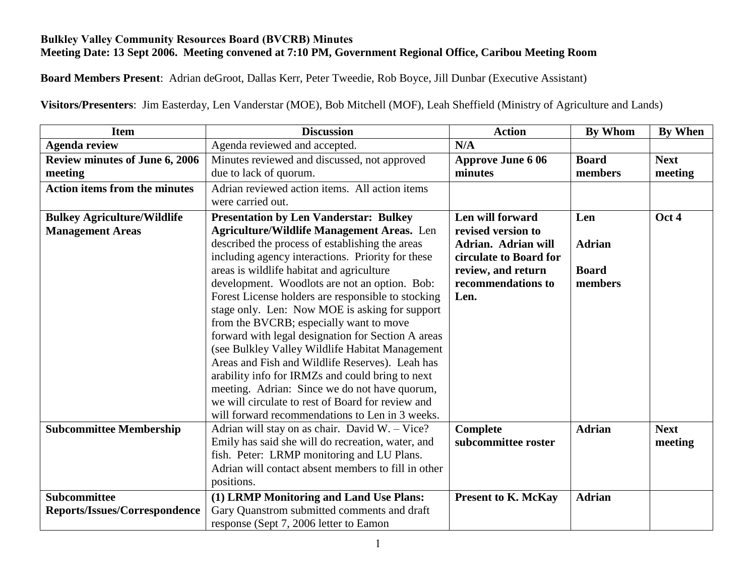**Bulkley Valley Community Resources Board (BVCRB) Minutes**
**Meeting Date: 13 Sept 2006. Meeting convened at 7:10 PM, Government Regional Office, Caribou Meeting Room**

**Board Members Present**: Adrian deGroot, Dallas Kerr, Peter Tweedie, Rob Boyce, Jill Dunbar (Executive Assistant)

**Visitors/Presenters**: Jim Easterday, Len Vanderstar (MOE), Bob Mitchell (MOF), Leah Sheffield (Ministry of Agriculture and Lands)

| Item | Discussion | Action | By Whom | By When |
|---|---|---|---|---|
| **Agenda review** | Agenda reviewed and accepted. | **N/A** | | |
| **Review minutes of June 6, 2006 meeting** | Minutes reviewed and discussed, not approved due to lack of quorum. | **Approve June 6 06 minutes** | **Board members** | **Next meeting** |
| **Action items from the minutes** | Adrian reviewed action items. All action items were carried out. | | | |
| **Bulkey Agriculture/Wildlife Management Areas** | **Presentation by Len Vanderstar: Bulkey Agriculture/Wildlife Management Areas.** Len described the process of establishing the areas including agency interactions. Priority for these areas is wildlife habitat and agriculture development. Woodlots are not an option. Bob: Forest License holders are responsible to stocking stage only. Len: Now MOE is asking for support from the BVCRB; especially want to move forward with legal designation for Section A areas (see Bulkley Valley Wildlife Habitat Management Areas and Fish and Wildlife Reserves). Leah has arability info for IRMZs and could bring to next meeting. Adrian: Since we do not have quorum, we will circulate to rest of Board for review and will forward recommendations to Len in 3 weeks. | **Len will forward revised version to Adrian. Adrian will circulate to Board for review, and return recommendations to Len.** | **Len** <br> **Adrian** <br> **Board members** | **Oct 4** |
| **Subcommittee Membership** | Adrian will stay on as chair. David W. – Vice? Emily has said she will do recreation, water, and fish. Peter: LRMP monitoring and LU Plans. Adrian will contact absent members to fill in other positions. | **Complete subcommittee roster** | **Adrian** | **Next meeting** |
| **Subcommittee Reports/Issues/Correspondence** | **(1) LRMP Monitoring and Land Use Plans:** Gary Quanstrom submitted comments and draft response (Sept 7, 2006 letter to Eamon | **Present to K. McKay** | **Adrian** | |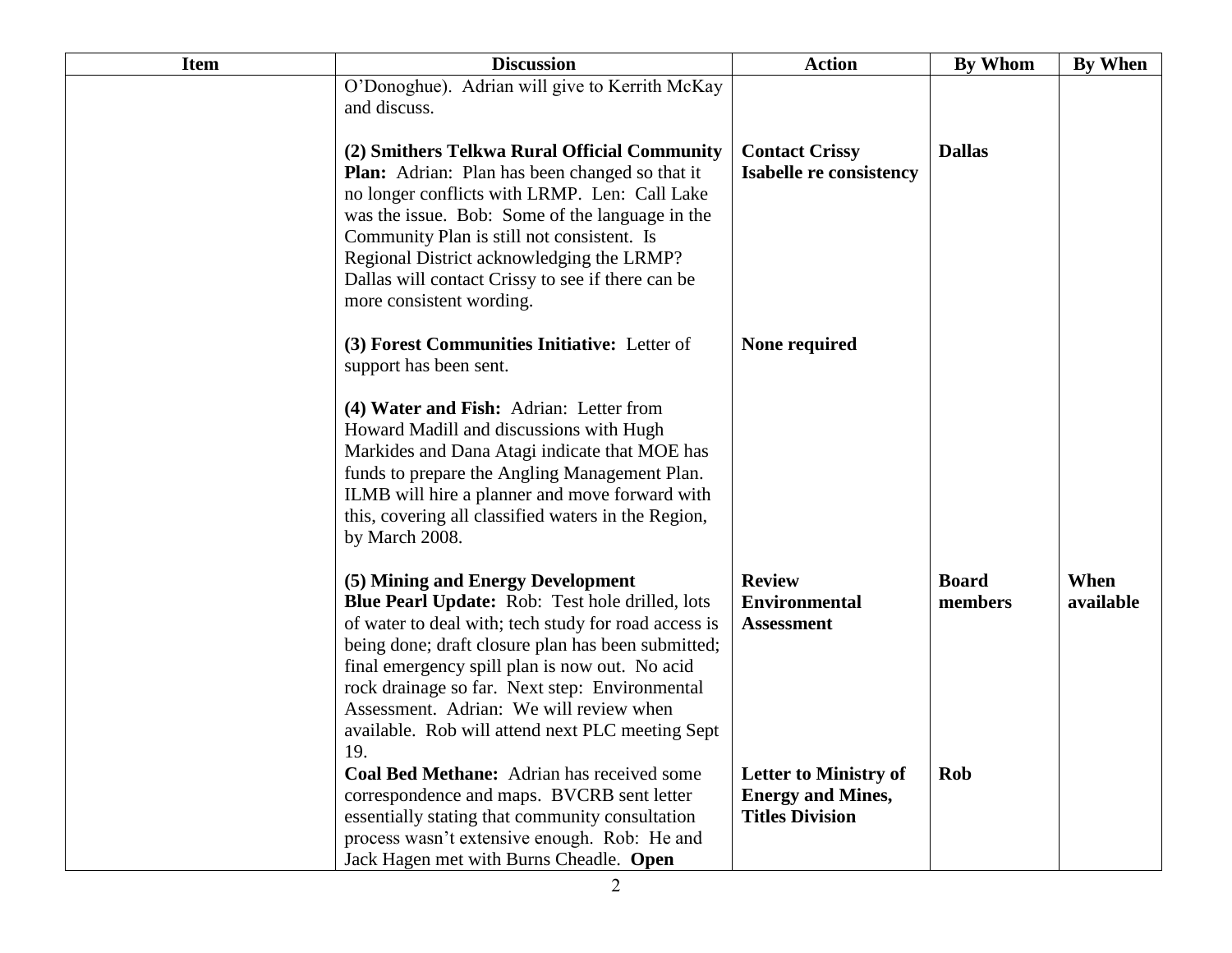| Item | Discussion | Action | By Whom | By When |
|---|---|---|---|---|
| | O'Donoghue). Adrian will give to Kerrith McKay and discuss. | | | |
| | **(2) Smithers Telkwa Rural Official Community Plan:** Adrian: Plan has been changed so that it no longer conflicts with LRMP. Len: Call Lake was the issue. Bob: Some of the language in the Community Plan is still not consistent. Is Regional District acknowledging the LRMP? Dallas will contact Crissy to see if there can be more consistent wording. | **Contact Crissy Isabelle re consistency** | **Dallas** | |
| | **(3) Forest Communities Initiative:** Letter of support has been sent. | **None required** | | |
| | **(4) Water and Fish:** Adrian: Letter from Howard Madill and discussions with Hugh Markides and Dana Atagi indicate that MOE has funds to prepare the Angling Management Plan. ILMB will hire a planner and move forward with this, covering all classified waters in the Region, by March 2008. | | | |
| | **(5) Mining and Energy Development** **Blue Pearl Update:** Rob: Test hole drilled, lots of water to deal with; tech study for road access is being done; draft closure plan has been submitted; final emergency spill plan is now out. No acid rock drainage so far. Next step: Environmental Assessment. Adrian: We will review when available. Rob will attend next PLC meeting Sept 19. | **Review Environmental Assessment** | **Board members** | **When available** |
| | **Coal Bed Methane:** Adrian has received some correspondence and maps. BVCRB sent letter essentially stating that community consultation process wasn't extensive enough. Rob: He and Jack Hagen met with Burns Cheadle. **Open** | **Letter to Ministry of Energy and Mines, Titles Division** | **Rob** | |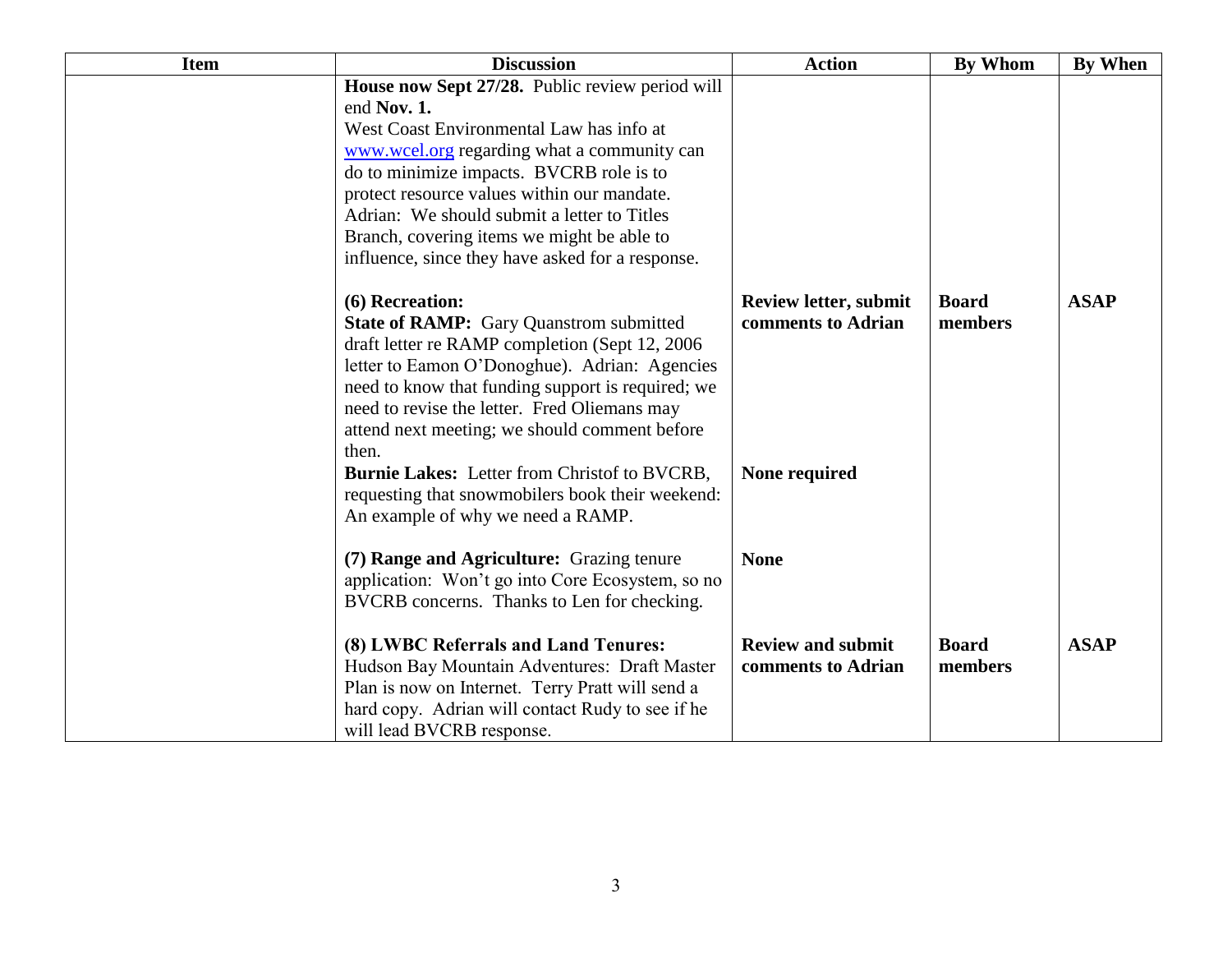| Item | Discussion | Action | By Whom | By When |
|---|---|---|---|---|
| | **House now Sept 27/28.** Public review period will end **Nov. 1.** West Coast Environmental Law has info at www.wcel.org regarding what a community can do to minimize impacts. BVCRB role is to protect resource values within our mandate. Adrian: We should submit a letter to Titles Branch, covering items we might be able to influence, since they have asked for a response. | | | |
| | **(6) Recreation:** **State of RAMP:** Gary Quanstrom submitted draft letter re RAMP completion (Sept 12, 2006 letter to Eamon O'Donoghue). Adrian: Agencies need to know that funding support is required; we need to revise the letter. Fred Oliemans may attend next meeting; we should comment before then. | **Review letter, submit comments to Adrian** | **Board members** | **ASAP** |
| | **Burnie Lakes:** Letter from Christof to BVCRB, requesting that snowmobilers book their weekend: An example of why we need a RAMP. | **None required** | | |
| | **(7) Range and Agriculture:** Grazing tenure application: Won't go into Core Ecosystem, so no BVCRB concerns. Thanks to Len for checking. | **None** | | |
| | **(8) LWBC Referrals and Land Tenures:** Hudson Bay Mountain Adventures: Draft Master Plan is now on Internet. Terry Pratt will send a hard copy. Adrian will contact Rudy to see if he will lead BVCRB response. | **Review and submit comments to Adrian** | **Board members** | **ASAP** |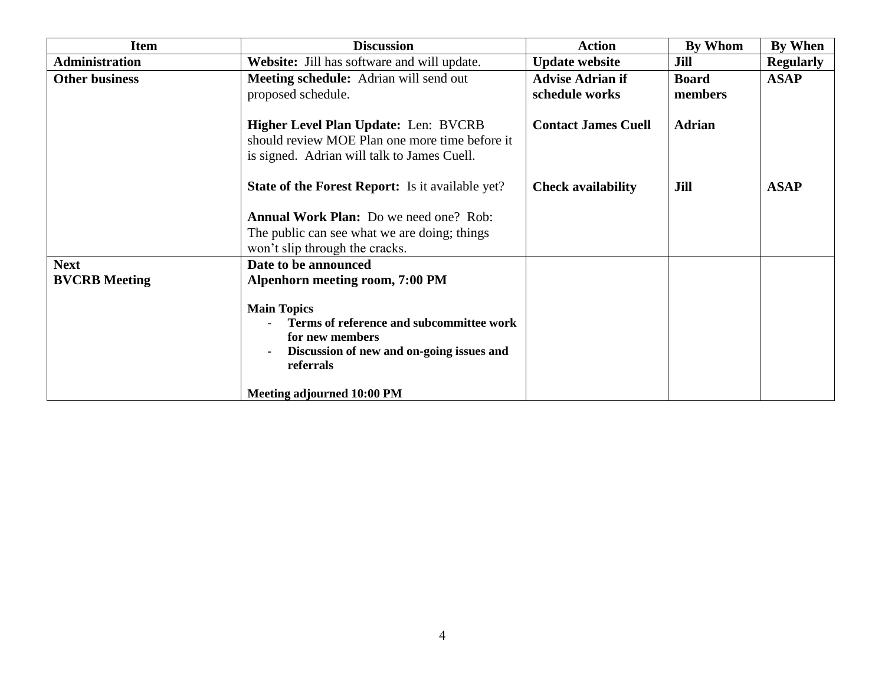| Item | Discussion | Action | By Whom | By When |
|---|---|---|---|---|
| **Administration** | **Website:** Jill has software and will update. | **Update website** | **Jill** | **Regularly** |
| **Other business** | **Meeting schedule:** Adrian will send out proposed schedule.<br><br>**Higher Level Plan Update:** Len: BVCRB should review MOE Plan one more time before it is signed. Adrian will talk to James Cuell.<br><br>**State of the Forest Report:** Is it available yet?<br><br>**Annual Work Plan:** Do we need one? Rob: The public can see what we are doing; things won't slip through the cracks. | **Advise Adrian if schedule works**<br><br>**Contact James Cuell**<br><br>**Check availability** | **Board members**<br><br>**Adrian**<br><br>**Jill** | **ASAP**<br><br><br><br>**ASAP** |
| **Next BVCRB Meeting** | **Date to be announced**<br>**Alpenhorn meeting room, 7:00 PM**<br><br>**Main Topics**<br>- **Terms of reference and subcommittee work for new members**<br>- **Discussion of new and on-going issues and referrals**<br><br>**Meeting adjourned 10:00 PM** | | | |